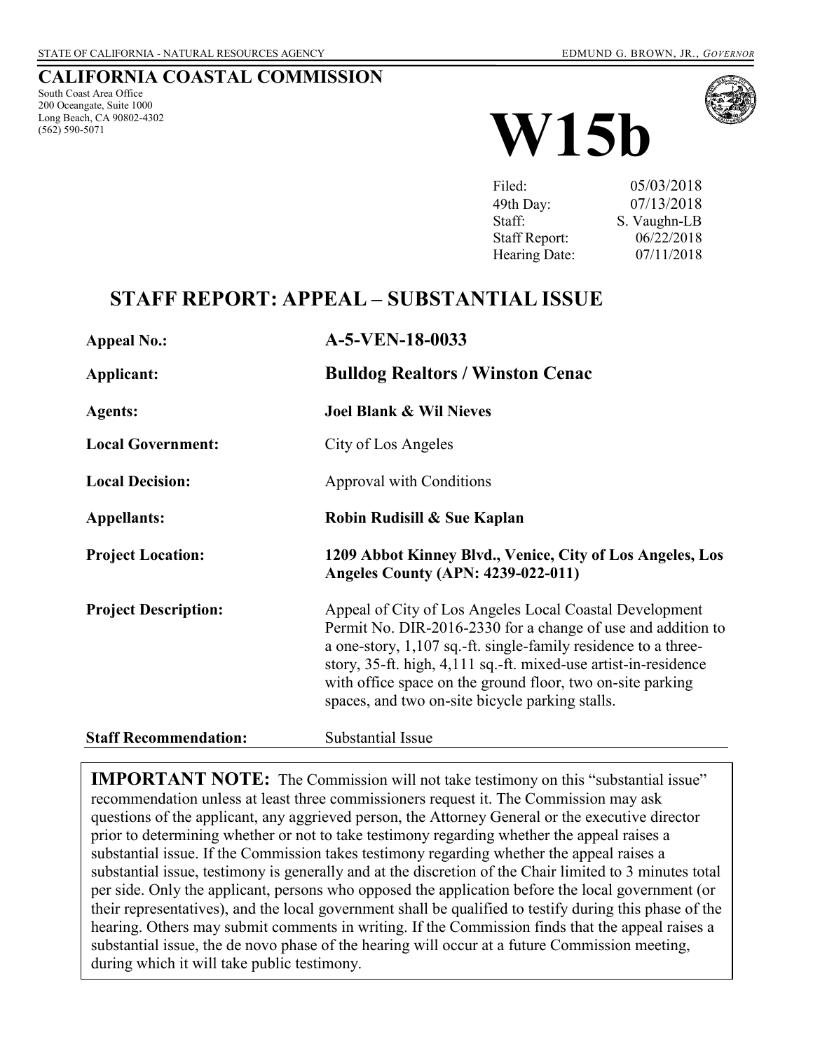STATE OF CALIFORNIA - NATURAL RESOURCES AGENCY

EDMUND G. BROWN, JR., *GOVERNOR*

# CALIFORNIA COASTAL COMMISSION

South Coast Area Office
200 Oceangate, Suite 1000
Long Beach, CA 90802-4302
(562) 590-5071

# W15b

| | |
|---|---|
| Filed: | 05/03/2018 |
| 49th Day: | 07/13/2018 |
| Staff: | S. Vaughn-LB |
| Staff Report: | 06/22/2018 |
| Hearing Date: | 07/11/2018 |

## STAFF REPORT: APPEAL – SUBSTANTIAL ISSUE

| | |
|---|---|
| **Appeal No.:** | **A-5-VEN-18-0033** |
| **Applicant:** | **Bulldog Realtors / Winston Cenac** |
| **Agents:** | **Joel Blank & Wil Nieves** |
| **Local Government:** | City of Los Angeles |
| **Local Decision:** | Approval with Conditions |
| **Appellants:** | **Robin Rudisill & Sue Kaplan** |
| **Project Location:** | **1209 Abbot Kinney Blvd., Venice, City of Los Angeles, Los Angeles County (APN: 4239-022-011)** |
| **Project Description:** | Appeal of City of Los Angeles Local Coastal Development Permit No. DIR-2016-2330 for a change of use and addition to a one-story, 1,107 sq.-ft. single-family residence to a three-story, 35-ft. high, 4,111 sq.-ft. mixed-use artist-in-residence with office space on the ground floor, two on-site parking spaces, and two on-site bicycle parking stalls. |
| **Staff Recommendation:** | Substantial Issue |

**IMPORTANT NOTE:** The Commission will not take testimony on this "substantial issue" recommendation unless at least three commissioners request it. The Commission may ask questions of the applicant, any aggrieved person, the Attorney General or the executive director prior to determining whether or not to take testimony regarding whether the appeal raises a substantial issue. If the Commission takes testimony regarding whether the appeal raises a substantial issue, testimony is generally and at the discretion of the Chair limited to 3 minutes total per side. Only the applicant, persons who opposed the application before the local government (or their representatives), and the local government shall be qualified to testify during this phase of the hearing. Others may submit comments in writing. If the Commission finds that the appeal raises a substantial issue, the de novo phase of the hearing will occur at a future Commission meeting, during which it will take public testimony.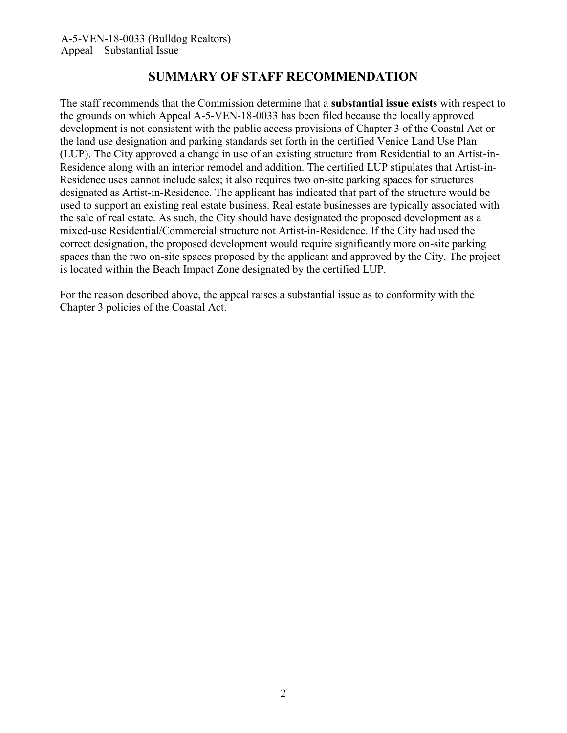## SUMMARY OF STAFF RECOMMENDATION

The staff recommends that the Commission determine that a **substantial issue exists** with respect to the grounds on which Appeal A-5-VEN-18-0033 has been filed because the locally approved development is not consistent with the public access provisions of Chapter 3 of the Coastal Act or the land use designation and parking standards set forth in the certified Venice Land Use Plan (LUP). The City approved a change in use of an existing structure from Residential to an Artist-in-Residence along with an interior remodel and addition. The certified LUP stipulates that Artist-in-Residence uses cannot include sales; it also requires two on-site parking spaces for structures designated as Artist-in-Residence. The applicant has indicated that part of the structure would be used to support an existing real estate business. Real estate businesses are typically associated with the sale of real estate. As such, the City should have designated the proposed development as a mixed-use Residential/Commercial structure not Artist-in-Residence. If the City had used the correct designation, the proposed development would require significantly more on-site parking spaces than the two on-site spaces proposed by the applicant and approved by the City. The project is located within the Beach Impact Zone designated by the certified LUP.

For the reason described above, the appeal raises a substantial issue as to conformity with the Chapter 3 policies of the Coastal Act.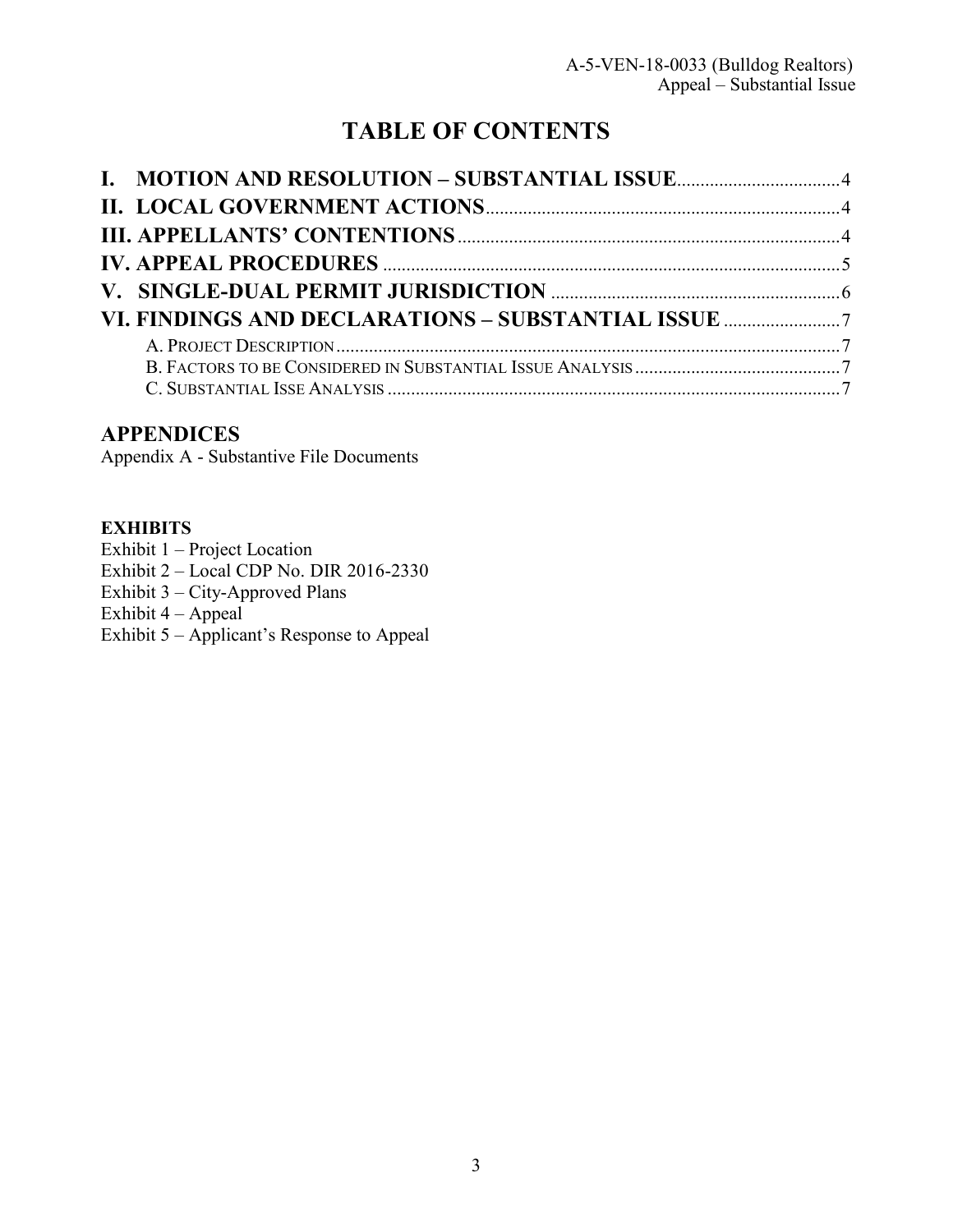# TABLE OF CONTENTS

**I. MOTION AND RESOLUTION – SUBSTANTIAL ISSUE** .......... 4
**II. LOCAL GOVERNMENT ACTIONS** .......... 4
**III. APPELLANTS' CONTENTIONS** .......... 4
**IV. APPEAL PROCEDURES** .......... 5
**V. SINGLE-DUAL PERMIT JURISDICTION** .......... 6
**VI. FINDINGS AND DECLARATIONS – SUBSTANTIAL ISSUE** .......... 7
  A. PROJECT DESCRIPTION .......... 7
  B. FACTORS TO BE CONSIDERED IN SUBSTANTIAL ISSUE ANALYSIS .......... 7
  C. SUBSTANTIAL ISSE ANALYSIS .......... 7

## APPENDICES

Appendix A - Substantive File Documents

**EXHIBITS**

Exhibit 1 – Project Location
Exhibit 2 – Local CDP No. DIR 2016-2330
Exhibit 3 – City-Approved Plans
Exhibit 4 – Appeal
Exhibit 5 – Applicant's Response to Appeal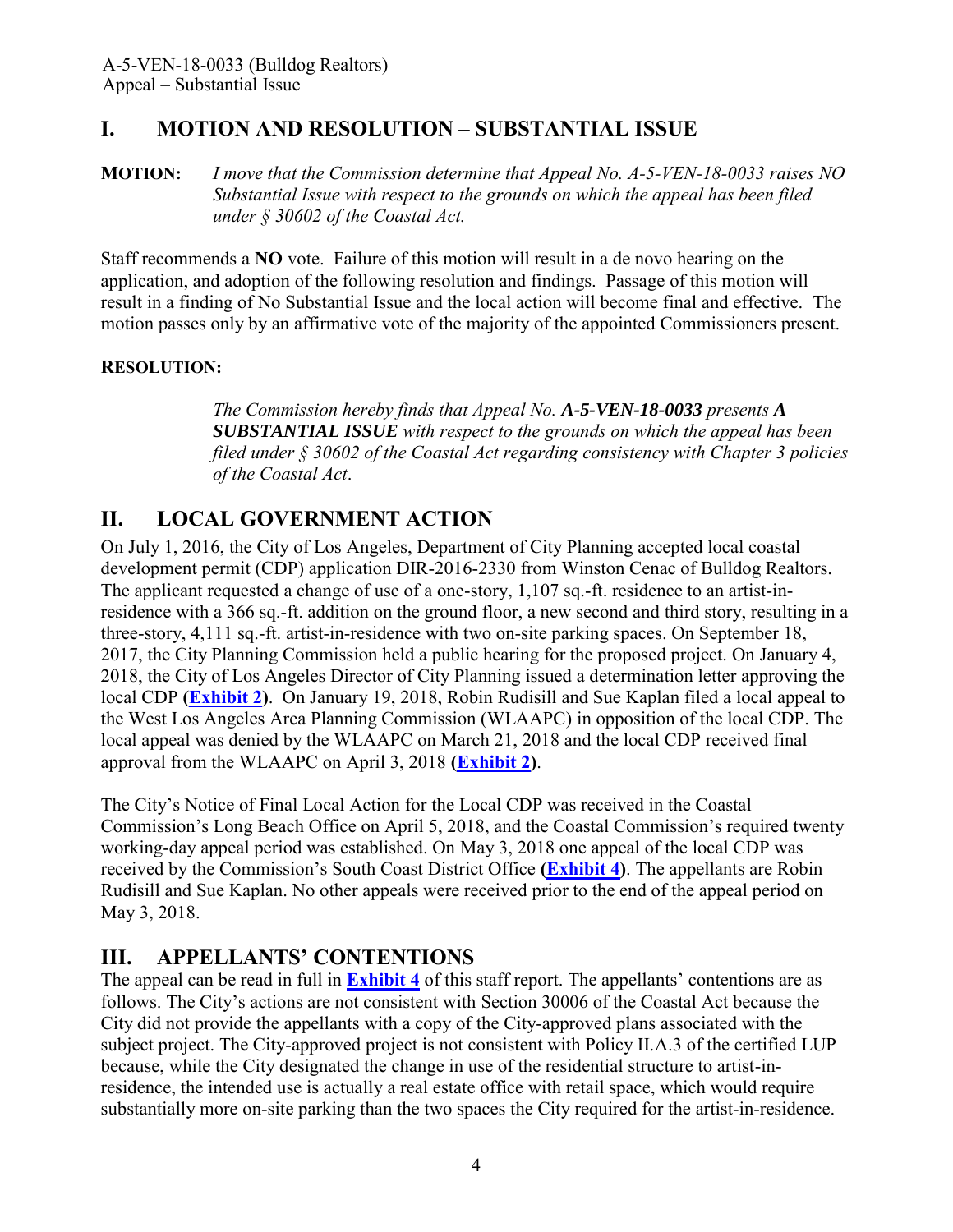## I. MOTION AND RESOLUTION – SUBSTANTIAL ISSUE

**MOTION:** *I move that the Commission determine that Appeal No. A-5-VEN-18-0033 raises NO Substantial Issue with respect to the grounds on which the appeal has been filed under § 30602 of the Coastal Act.*

Staff recommends a **NO** vote. Failure of this motion will result in a de novo hearing on the application, and adoption of the following resolution and findings. Passage of this motion will result in a finding of No Substantial Issue and the local action will become final and effective. The motion passes only by an affirmative vote of the majority of the appointed Commissioners present.

**RESOLUTION:**

*The Commission hereby finds that Appeal No. **A-5-VEN-18-0033** presents **A SUBSTANTIAL ISSUE** with respect to the grounds on which the appeal has been filed under § 30602 of the Coastal Act regarding consistency with Chapter 3 policies of the Coastal Act*.

## II. LOCAL GOVERNMENT ACTION

On July 1, 2016, the City of Los Angeles, Department of City Planning accepted local coastal development permit (CDP) application DIR-2016-2330 from Winston Cenac of Bulldog Realtors. The applicant requested a change of use of a one-story, 1,107 sq.-ft. residence to an artist-in-residence with a 366 sq.-ft. addition on the ground floor, a new second and third story, resulting in a three-story, 4,111 sq.-ft. artist-in-residence with two on-site parking spaces. On September 18, 2017, the City Planning Commission held a public hearing for the proposed project. On January 4, 2018, the City of Los Angeles Director of City Planning issued a determination letter approving the local CDP **(Exhibit 2)**. On January 19, 2018, Robin Rudisill and Sue Kaplan filed a local appeal to the West Los Angeles Area Planning Commission (WLAAPC) in opposition of the local CDP. The local appeal was denied by the WLAAPC on March 21, 2018 and the local CDP received final approval from the WLAAPC on April 3, 2018 **(Exhibit 2)**.

The City's Notice of Final Local Action for the Local CDP was received in the Coastal Commission's Long Beach Office on April 5, 2018, and the Coastal Commission's required twenty working-day appeal period was established. On May 3, 2018 one appeal of the local CDP was received by the Commission's South Coast District Office **(Exhibit 4)**. The appellants are Robin Rudisill and Sue Kaplan. No other appeals were received prior to the end of the appeal period on May 3, 2018.

## III. APPELLANTS' CONTENTIONS

The appeal can be read in full in **Exhibit 4** of this staff report. The appellants' contentions are as follows. The City's actions are not consistent with Section 30006 of the Coastal Act because the City did not provide the appellants with a copy of the City-approved plans associated with the subject project. The City-approved project is not consistent with Policy II.A.3 of the certified LUP because, while the City designated the change in use of the residential structure to artist-in-residence, the intended use is actually a real estate office with retail space, which would require substantially more on-site parking than the two spaces the City required for the artist-in-residence.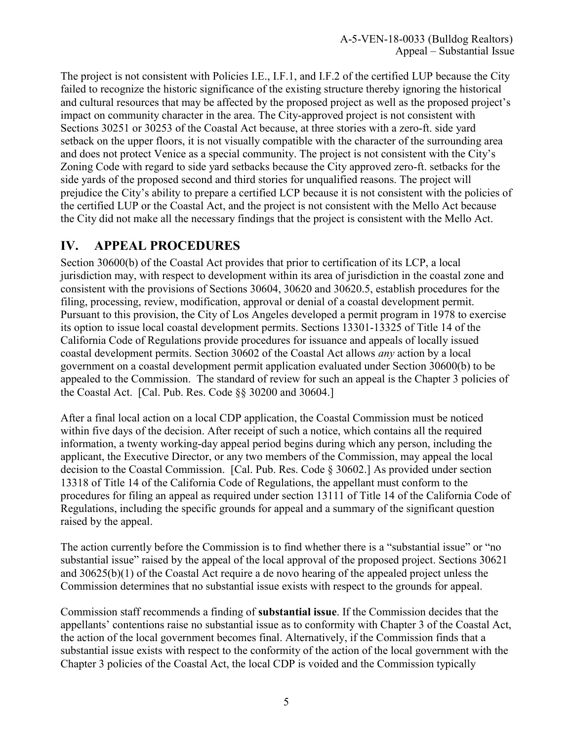The project is not consistent with Policies I.E., I.F.1, and I.F.2 of the certified LUP because the City failed to recognize the historic significance of the existing structure thereby ignoring the historical and cultural resources that may be affected by the proposed project as well as the proposed project's impact on community character in the area. The City-approved project is not consistent with Sections 30251 or 30253 of the Coastal Act because, at three stories with a zero-ft. side yard setback on the upper floors, it is not visually compatible with the character of the surrounding area and does not protect Venice as a special community. The project is not consistent with the City's Zoning Code with regard to side yard setbacks because the City approved zero-ft. setbacks for the side yards of the proposed second and third stories for unqualified reasons. The project will prejudice the City's ability to prepare a certified LCP because it is not consistent with the policies of the certified LUP or the Coastal Act, and the project is not consistent with the Mello Act because the City did not make all the necessary findings that the project is consistent with the Mello Act.

## IV. APPEAL PROCEDURES

Section 30600(b) of the Coastal Act provides that prior to certification of its LCP, a local jurisdiction may, with respect to development within its area of jurisdiction in the coastal zone and consistent with the provisions of Sections 30604, 30620 and 30620.5, establish procedures for the filing, processing, review, modification, approval or denial of a coastal development permit. Pursuant to this provision, the City of Los Angeles developed a permit program in 1978 to exercise its option to issue local coastal development permits. Sections 13301-13325 of Title 14 of the California Code of Regulations provide procedures for issuance and appeals of locally issued coastal development permits. Section 30602 of the Coastal Act allows *any* action by a local government on a coastal development permit application evaluated under Section 30600(b) to be appealed to the Commission. The standard of review for such an appeal is the Chapter 3 policies of the Coastal Act. [Cal. Pub. Res. Code §§ 30200 and 30604.]

After a final local action on a local CDP application, the Coastal Commission must be noticed within five days of the decision. After receipt of such a notice, which contains all the required information, a twenty working-day appeal period begins during which any person, including the applicant, the Executive Director, or any two members of the Commission, may appeal the local decision to the Coastal Commission. [Cal. Pub. Res. Code § 30602.] As provided under section 13318 of Title 14 of the California Code of Regulations, the appellant must conform to the procedures for filing an appeal as required under section 13111 of Title 14 of the California Code of Regulations, including the specific grounds for appeal and a summary of the significant question raised by the appeal.

The action currently before the Commission is to find whether there is a "substantial issue" or "no substantial issue" raised by the appeal of the local approval of the proposed project. Sections 30621 and 30625(b)(1) of the Coastal Act require a de novo hearing of the appealed project unless the Commission determines that no substantial issue exists with respect to the grounds for appeal.

Commission staff recommends a finding of **substantial issue**. If the Commission decides that the appellants' contentions raise no substantial issue as to conformity with Chapter 3 of the Coastal Act, the action of the local government becomes final. Alternatively, if the Commission finds that a substantial issue exists with respect to the conformity of the action of the local government with the Chapter 3 policies of the Coastal Act, the local CDP is voided and the Commission typically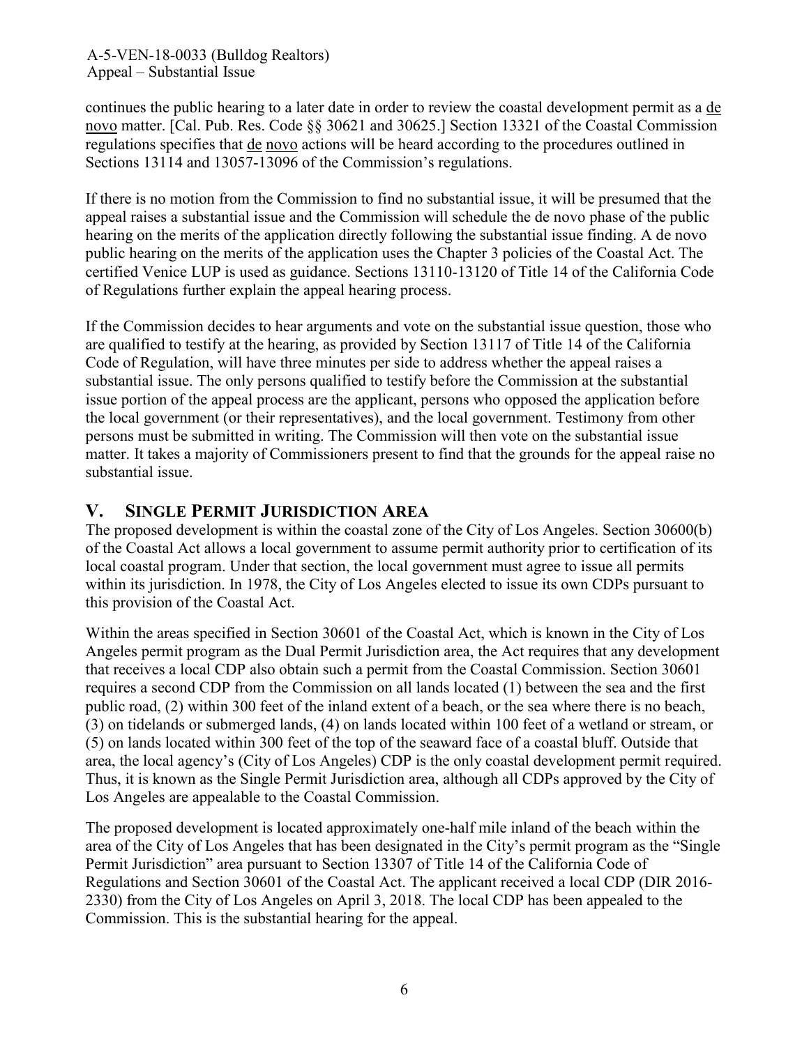continues the public hearing to a later date in order to review the coastal development permit as a de novo matter. [Cal. Pub. Res. Code §§ 30621 and 30625.] Section 13321 of the Coastal Commission regulations specifies that de novo actions will be heard according to the procedures outlined in Sections 13114 and 13057-13096 of the Commission's regulations.

If there is no motion from the Commission to find no substantial issue, it will be presumed that the appeal raises a substantial issue and the Commission will schedule the de novo phase of the public hearing on the merits of the application directly following the substantial issue finding. A de novo public hearing on the merits of the application uses the Chapter 3 policies of the Coastal Act. The certified Venice LUP is used as guidance. Sections 13110-13120 of Title 14 of the California Code of Regulations further explain the appeal hearing process.

If the Commission decides to hear arguments and vote on the substantial issue question, those who are qualified to testify at the hearing, as provided by Section 13117 of Title 14 of the California Code of Regulation, will have three minutes per side to address whether the appeal raises a substantial issue. The only persons qualified to testify before the Commission at the substantial issue portion of the appeal process are the applicant, persons who opposed the application before the local government (or their representatives), and the local government. Testimony from other persons must be submitted in writing. The Commission will then vote on the substantial issue matter. It takes a majority of Commissioners present to find that the grounds for the appeal raise no substantial issue.

## V. SINGLE PERMIT JURISDICTION AREA

The proposed development is within the coastal zone of the City of Los Angeles. Section 30600(b) of the Coastal Act allows a local government to assume permit authority prior to certification of its local coastal program. Under that section, the local government must agree to issue all permits within its jurisdiction. In 1978, the City of Los Angeles elected to issue its own CDPs pursuant to this provision of the Coastal Act.

Within the areas specified in Section 30601 of the Coastal Act, which is known in the City of Los Angeles permit program as the Dual Permit Jurisdiction area, the Act requires that any development that receives a local CDP also obtain such a permit from the Coastal Commission. Section 30601 requires a second CDP from the Commission on all lands located (1) between the sea and the first public road, (2) within 300 feet of the inland extent of a beach, or the sea where there is no beach, (3) on tidelands or submerged lands, (4) on lands located within 100 feet of a wetland or stream, or (5) on lands located within 300 feet of the top of the seaward face of a coastal bluff. Outside that area, the local agency's (City of Los Angeles) CDP is the only coastal development permit required. Thus, it is known as the Single Permit Jurisdiction area, although all CDPs approved by the City of Los Angeles are appealable to the Coastal Commission.

The proposed development is located approximately one-half mile inland of the beach within the area of the City of Los Angeles that has been designated in the City's permit program as the "Single Permit Jurisdiction" area pursuant to Section 13307 of Title 14 of the California Code of Regulations and Section 30601 of the Coastal Act. The applicant received a local CDP (DIR 2016-2330) from the City of Los Angeles on April 3, 2018. The local CDP has been appealed to the Commission. This is the substantial hearing for the appeal.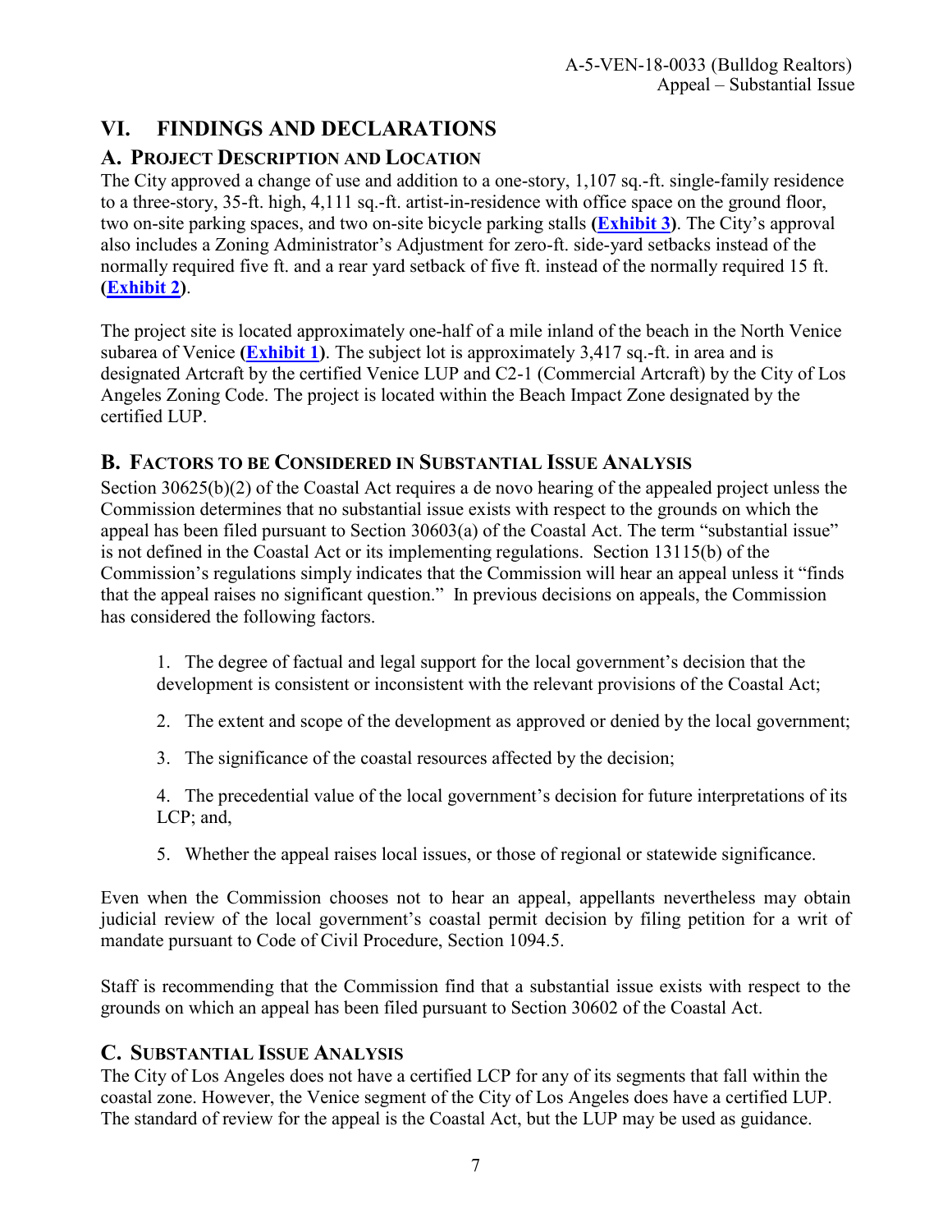# VI. FINDINGS AND DECLARATIONS

## A. PROJECT DESCRIPTION AND LOCATION

The City approved a change of use and addition to a one-story, 1,107 sq.-ft. single-family residence to a three-story, 35-ft. high, 4,111 sq.-ft. artist-in-residence with office space on the ground floor, two on-site parking spaces, and two on-site bicycle parking stalls **(Exhibit 3)**. The City's approval also includes a Zoning Administrator's Adjustment for zero-ft. side-yard setbacks instead of the normally required five ft. and a rear yard setback of five ft. instead of the normally required 15 ft. **(Exhibit 2)**.

The project site is located approximately one-half of a mile inland of the beach in the North Venice subarea of Venice **(Exhibit 1)**. The subject lot is approximately 3,417 sq.-ft. in area and is designated Artcraft by the certified Venice LUP and C2-1 (Commercial Artcraft) by the City of Los Angeles Zoning Code. The project is located within the Beach Impact Zone designated by the certified LUP.

## B. FACTORS TO BE CONSIDERED IN SUBSTANTIAL ISSUE ANALYSIS

Section 30625(b)(2) of the Coastal Act requires a de novo hearing of the appealed project unless the Commission determines that no substantial issue exists with respect to the grounds on which the appeal has been filed pursuant to Section 30603(a) of the Coastal Act. The term "substantial issue" is not defined in the Coastal Act or its implementing regulations. Section 13115(b) of the Commission's regulations simply indicates that the Commission will hear an appeal unless it "finds that the appeal raises no significant question." In previous decisions on appeals, the Commission has considered the following factors.

1. The degree of factual and legal support for the local government's decision that the development is consistent or inconsistent with the relevant provisions of the Coastal Act;

2. The extent and scope of the development as approved or denied by the local government;

3. The significance of the coastal resources affected by the decision;

4. The precedential value of the local government's decision for future interpretations of its LCP; and,

5. Whether the appeal raises local issues, or those of regional or statewide significance.

Even when the Commission chooses not to hear an appeal, appellants nevertheless may obtain judicial review of the local government's coastal permit decision by filing petition for a writ of mandate pursuant to Code of Civil Procedure, Section 1094.5.

Staff is recommending that the Commission find that a substantial issue exists with respect to the grounds on which an appeal has been filed pursuant to Section 30602 of the Coastal Act.

## C. SUBSTANTIAL ISSUE ANALYSIS

The City of Los Angeles does not have a certified LCP for any of its segments that fall within the coastal zone. However, the Venice segment of the City of Los Angeles does have a certified LUP. The standard of review for the appeal is the Coastal Act, but the LUP may be used as guidance.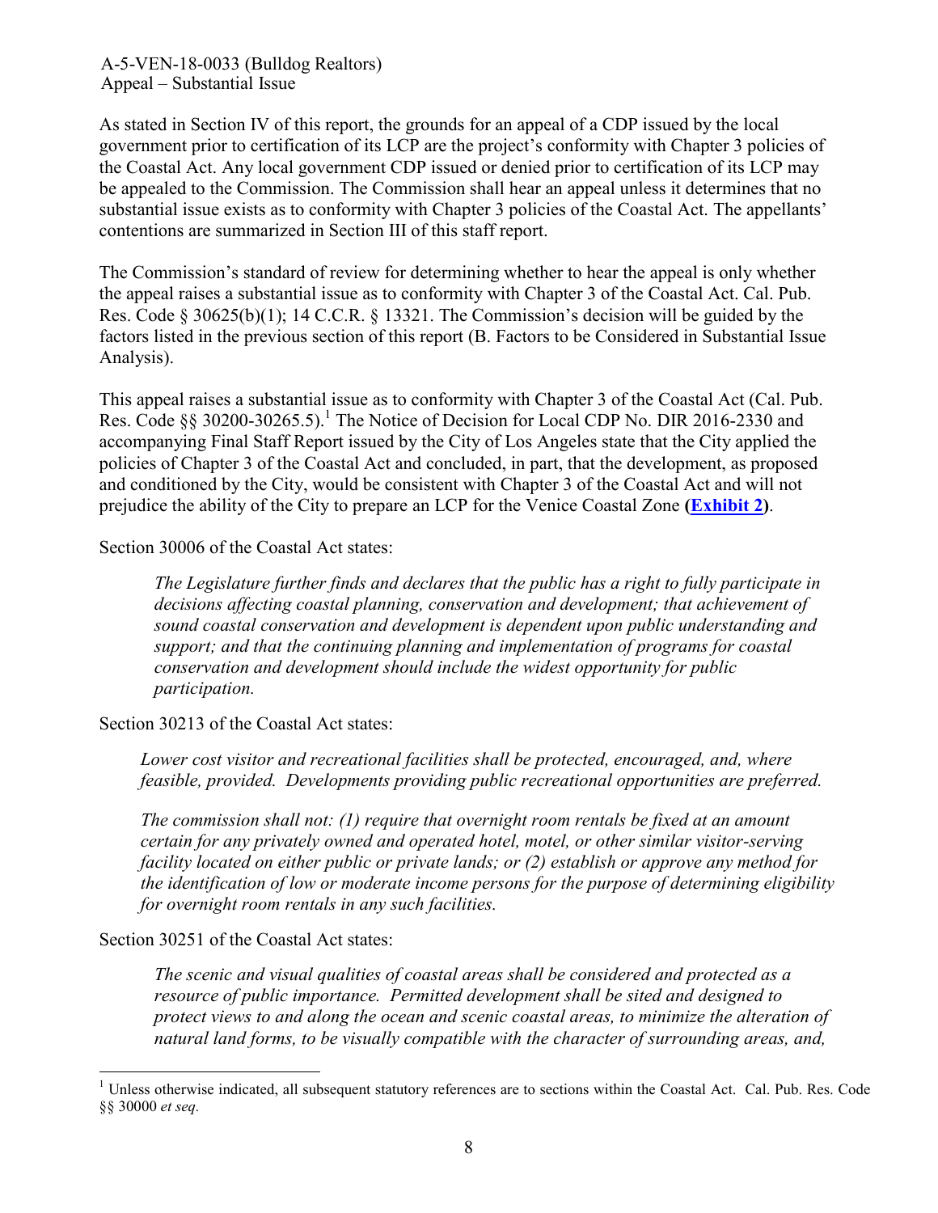As stated in Section IV of this report, the grounds for an appeal of a CDP issued by the local government prior to certification of its LCP are the project's conformity with Chapter 3 policies of the Coastal Act. Any local government CDP issued or denied prior to certification of its LCP may be appealed to the Commission. The Commission shall hear an appeal unless it determines that no substantial issue exists as to conformity with Chapter 3 policies of the Coastal Act. The appellants' contentions are summarized in Section III of this staff report.

The Commission's standard of review for determining whether to hear the appeal is only whether the appeal raises a substantial issue as to conformity with Chapter 3 of the Coastal Act. Cal. Pub. Res. Code § 30625(b)(1); 14 C.C.R. § 13321. The Commission's decision will be guided by the factors listed in the previous section of this report (B. Factors to be Considered in Substantial Issue Analysis).

This appeal raises a substantial issue as to conformity with Chapter 3 of the Coastal Act (Cal. Pub. Res. Code §§ 30200-30265.5).[1] The Notice of Decision for Local CDP No. DIR 2016-2330 and accompanying Final Staff Report issued by the City of Los Angeles state that the City applied the policies of Chapter 3 of the Coastal Act and concluded, in part, that the development, as proposed and conditioned by the City, would be consistent with Chapter 3 of the Coastal Act and will not prejudice the ability of the City to prepare an LCP for the Venice Coastal Zone **(Exhibit 2)**.

Section 30006 of the Coastal Act states:

> *The Legislature further finds and declares that the public has a right to fully participate in decisions affecting coastal planning, conservation and development; that achievement of sound coastal conservation and development is dependent upon public understanding and support; and that the continuing planning and implementation of programs for coastal conservation and development should include the widest opportunity for public participation.*

Section 30213 of the Coastal Act states:

> *Lower cost visitor and recreational facilities shall be protected, encouraged, and, where feasible, provided. Developments providing public recreational opportunities are preferred.*
>
> *The commission shall not: (1) require that overnight room rentals be fixed at an amount certain for any privately owned and operated hotel, motel, or other similar visitor-serving facility located on either public or private lands; or (2) establish or approve any method for the identification of low or moderate income persons for the purpose of determining eligibility for overnight room rentals in any such facilities.*

Section 30251 of the Coastal Act states:

> *The scenic and visual qualities of coastal areas shall be considered and protected as a resource of public importance. Permitted development shall be sited and designed to protect views to and along the ocean and scenic coastal areas, to minimize the alteration of natural land forms, to be visually compatible with the character of surrounding areas, and,*

---

[1] Unless otherwise indicated, all subsequent statutory references are to sections within the Coastal Act. Cal. Pub. Res. Code §§ 30000 *et seq.*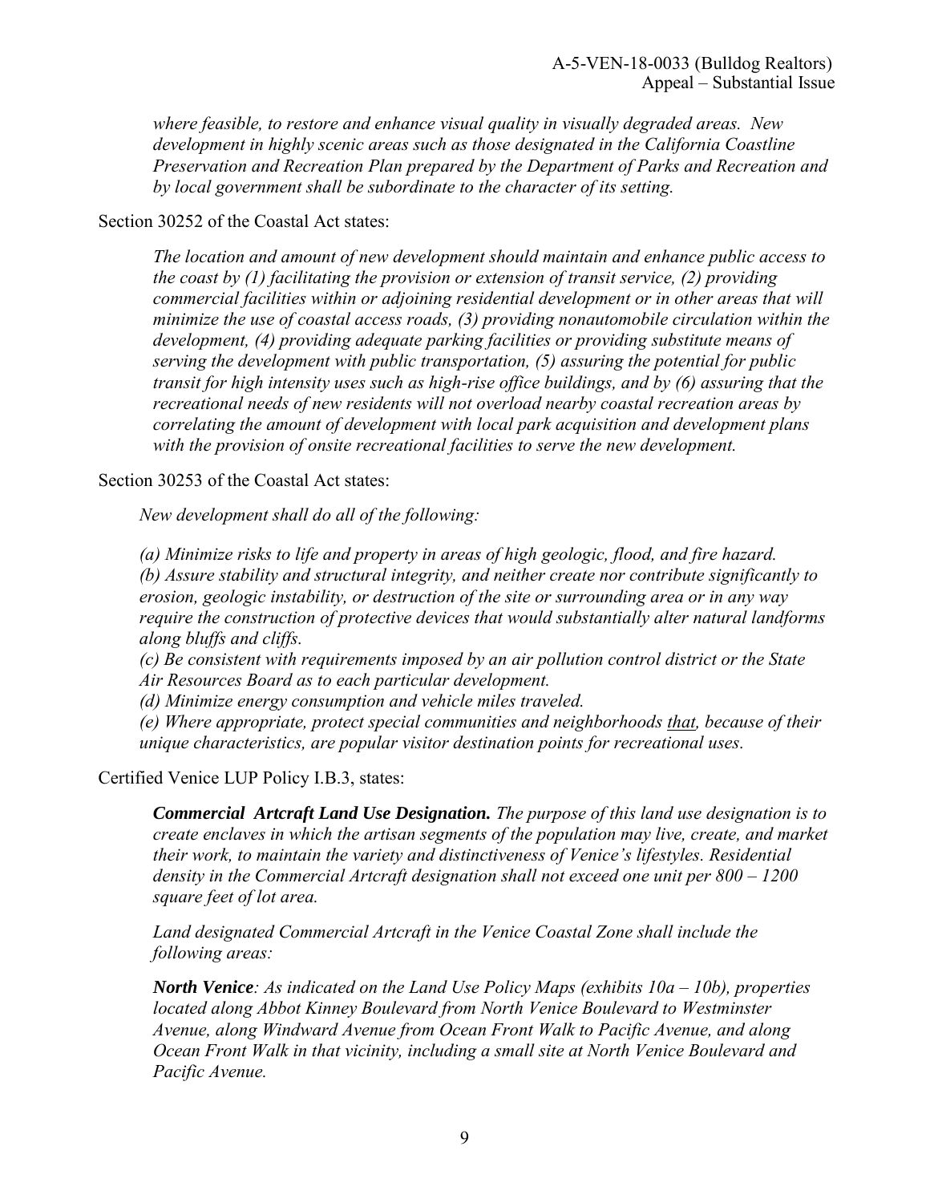*where feasible, to restore and enhance visual quality in visually degraded areas. New development in highly scenic areas such as those designated in the California Coastline Preservation and Recreation Plan prepared by the Department of Parks and Recreation and by local government shall be subordinate to the character of its setting.*

Section 30252 of the Coastal Act states:

> *The location and amount of new development should maintain and enhance public access to the coast by (1) facilitating the provision or extension of transit service, (2) providing commercial facilities within or adjoining residential development or in other areas that will minimize the use of coastal access roads, (3) providing nonautomobile circulation within the development, (4) providing adequate parking facilities or providing substitute means of serving the development with public transportation, (5) assuring the potential for public transit for high intensity uses such as high-rise office buildings, and by (6) assuring that the recreational needs of new residents will not overload nearby coastal recreation areas by correlating the amount of development with local park acquisition and development plans with the provision of onsite recreational facilities to serve the new development.*

Section 30253 of the Coastal Act states:

> *New development shall do all of the following:*
>
> *(a) Minimize risks to life and property in areas of high geologic, flood, and fire hazard.*
> *(b) Assure stability and structural integrity, and neither create nor contribute significantly to erosion, geologic instability, or destruction of the site or surrounding area or in any way require the construction of protective devices that would substantially alter natural landforms along bluffs and cliffs.*
> *(c) Be consistent with requirements imposed by an air pollution control district or the State Air Resources Board as to each particular development.*
> *(d) Minimize energy consumption and vehicle miles traveled.*
> *(e) Where appropriate, protect special communities and neighborhoods <u>that</u>, because of their unique characteristics, are popular visitor destination points for recreational uses.*

Certified Venice LUP Policy I.B.3, states:

> ***Commercial Artcraft Land Use Designation.*** *The purpose of this land use designation is to create enclaves in which the artisan segments of the population may live, create, and market their work, to maintain the variety and distinctiveness of Venice's lifestyles. Residential density in the Commercial Artcraft designation shall not exceed one unit per 800 – 1200 square feet of lot area.*
>
> *Land designated Commercial Artcraft in the Venice Coastal Zone shall include the following areas:*
>
> ***North Venice****: As indicated on the Land Use Policy Maps (exhibits 10a – 10b), properties located along Abbot Kinney Boulevard from North Venice Boulevard to Westminster Avenue, along Windward Avenue from Ocean Front Walk to Pacific Avenue, and along Ocean Front Walk in that vicinity, including a small site at North Venice Boulevard and Pacific Avenue.*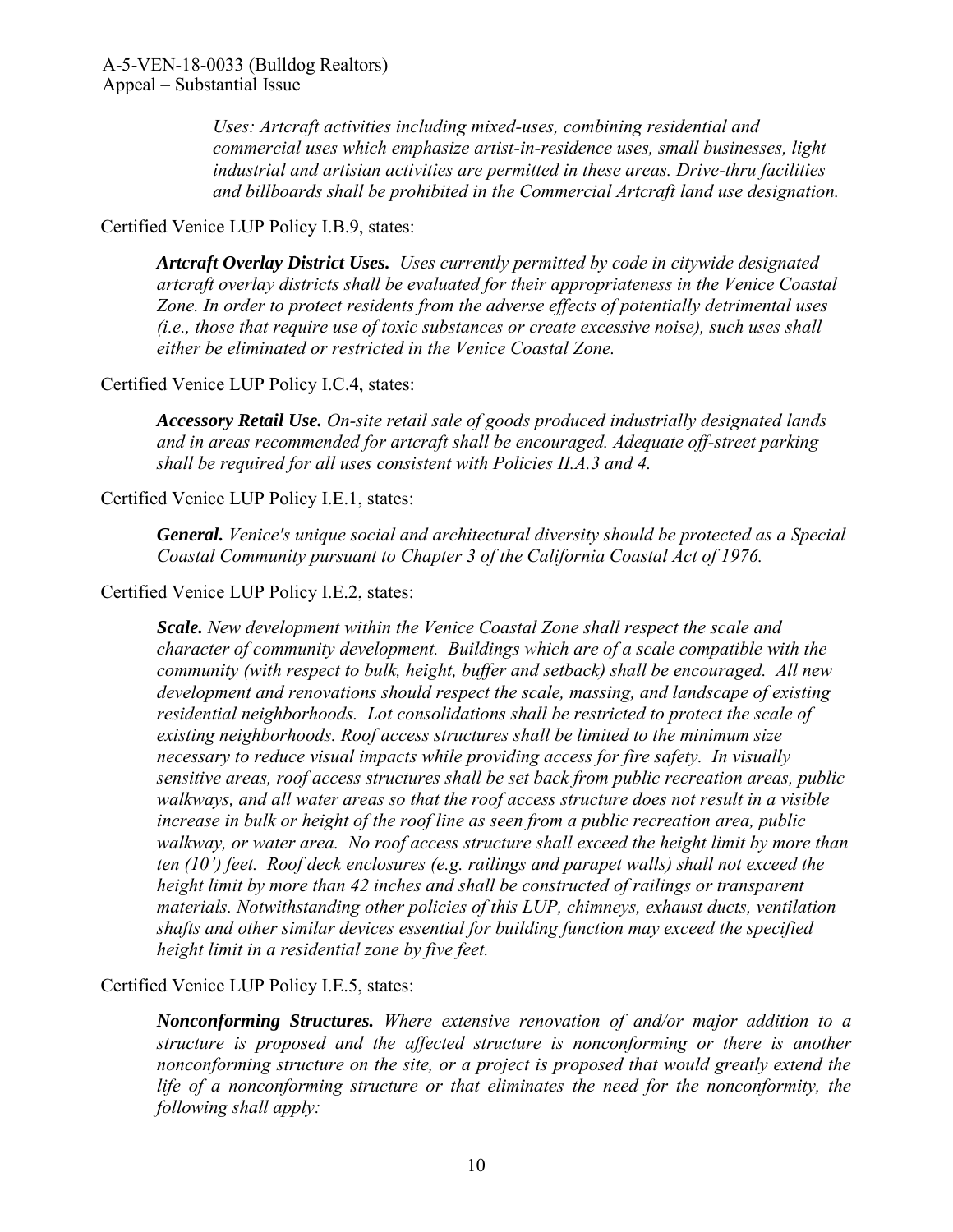*Uses: Artcraft activities including mixed-uses, combining residential and commercial uses which emphasize artist-in-residence uses, small businesses, light industrial and artisian activities are permitted in these areas. Drive-thru facilities and billboards shall be prohibited in the Commercial Artcraft land use designation.*

Certified Venice LUP Policy I.B.9, states:

> ***Artcraft Overlay District Uses.*** *Uses currently permitted by code in citywide designated artcraft overlay districts shall be evaluated for their appropriateness in the Venice Coastal Zone. In order to protect residents from the adverse effects of potentially detrimental uses (i.e., those that require use of toxic substances or create excessive noise), such uses shall either be eliminated or restricted in the Venice Coastal Zone.*

Certified Venice LUP Policy I.C.4, states:

> ***Accessory Retail Use.*** *On-site retail sale of goods produced industrially designated lands and in areas recommended for artcraft shall be encouraged. Adequate off-street parking shall be required for all uses consistent with Policies II.A.3 and 4.*

Certified Venice LUP Policy I.E.1, states:

> ***General.*** *Venice's unique social and architectural diversity should be protected as a Special Coastal Community pursuant to Chapter 3 of the California Coastal Act of 1976.*

Certified Venice LUP Policy I.E.2, states:

> ***Scale.*** *New development within the Venice Coastal Zone shall respect the scale and character of community development. Buildings which are of a scale compatible with the community (with respect to bulk, height, buffer and setback) shall be encouraged. All new development and renovations should respect the scale, massing, and landscape of existing residential neighborhoods. Lot consolidations shall be restricted to protect the scale of existing neighborhoods. Roof access structures shall be limited to the minimum size necessary to reduce visual impacts while providing access for fire safety. In visually sensitive areas, roof access structures shall be set back from public recreation areas, public walkways, and all water areas so that the roof access structure does not result in a visible increase in bulk or height of the roof line as seen from a public recreation area, public walkway, or water area. No roof access structure shall exceed the height limit by more than ten (10') feet. Roof deck enclosures (e.g. railings and parapet walls) shall not exceed the height limit by more than 42 inches and shall be constructed of railings or transparent materials. Notwithstanding other policies of this LUP, chimneys, exhaust ducts, ventilation shafts and other similar devices essential for building function may exceed the specified height limit in a residential zone by five feet.*

Certified Venice LUP Policy I.E.5, states:

> ***Nonconforming Structures.*** *Where extensive renovation of and/or major addition to a structure is proposed and the affected structure is nonconforming or there is another nonconforming structure on the site, or a project is proposed that would greatly extend the life of a nonconforming structure or that eliminates the need for the nonconformity, the following shall apply:*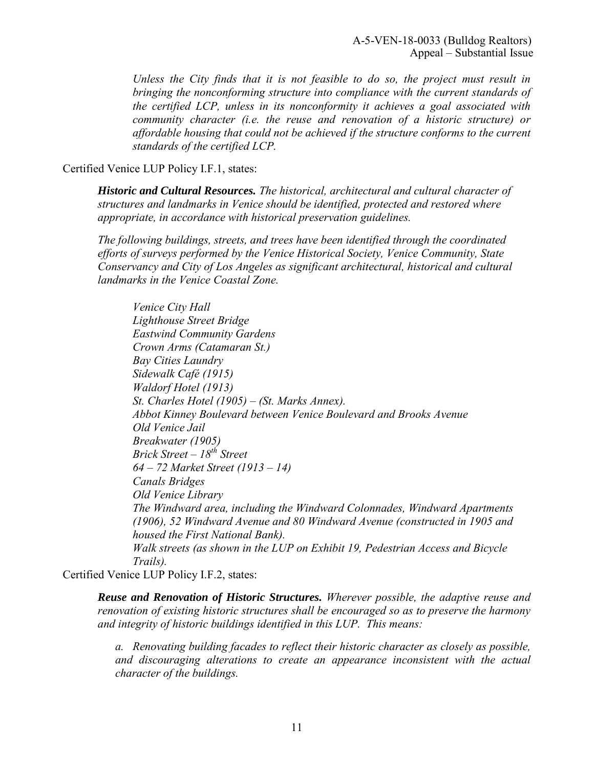*Unless the City finds that it is not feasible to do so, the project must result in bringing the nonconforming structure into compliance with the current standards of the certified LCP, unless in its nonconformity it achieves a goal associated with community character (i.e. the reuse and renovation of a historic structure) or affordable housing that could not be achieved if the structure conforms to the current standards of the certified LCP.*

Certified Venice LUP Policy I.F.1, states:

> ***Historic and Cultural Resources.*** *The historical, architectural and cultural character of structures and landmarks in Venice should be identified, protected and restored where appropriate, in accordance with historical preservation guidelines.*
>
> *The following buildings, streets, and trees have been identified through the coordinated efforts of surveys performed by the Venice Historical Society, Venice Community, State Conservancy and City of Los Angeles as significant architectural, historical and cultural landmarks in the Venice Coastal Zone.*
>
> *Venice City Hall*
> *Lighthouse Street Bridge*
> *Eastwind Community Gardens*
> *Crown Arms (Catamaran St.)*
> *Bay Cities Laundry*
> *Sidewalk Café (1915)*
> *Waldorf Hotel (1913)*
> *St. Charles Hotel (1905) – (St. Marks Annex).*
> *Abbot Kinney Boulevard between Venice Boulevard and Brooks Avenue*
> *Old Venice Jail*
> *Breakwater (1905)*
> *Brick Street – 18th Street*
> *64 – 72 Market Street (1913 – 14)*
> *Canals Bridges*
> *Old Venice Library*
> *The Windward area, including the Windward Colonnades, Windward Apartments (1906), 52 Windward Avenue and 80 Windward Avenue (constructed in 1905 and housed the First National Bank).*
> *Walk streets (as shown in the LUP on Exhibit 19, Pedestrian Access and Bicycle Trails).*

Certified Venice LUP Policy I.F.2, states:

> ***Reuse and Renovation of Historic Structures.*** *Wherever possible, the adaptive reuse and renovation of existing historic structures shall be encouraged so as to preserve the harmony and integrity of historic buildings identified in this LUP. This means:*
>
> *a. Renovating building facades to reflect their historic character as closely as possible, and discouraging alterations to create an appearance inconsistent with the actual character of the buildings.*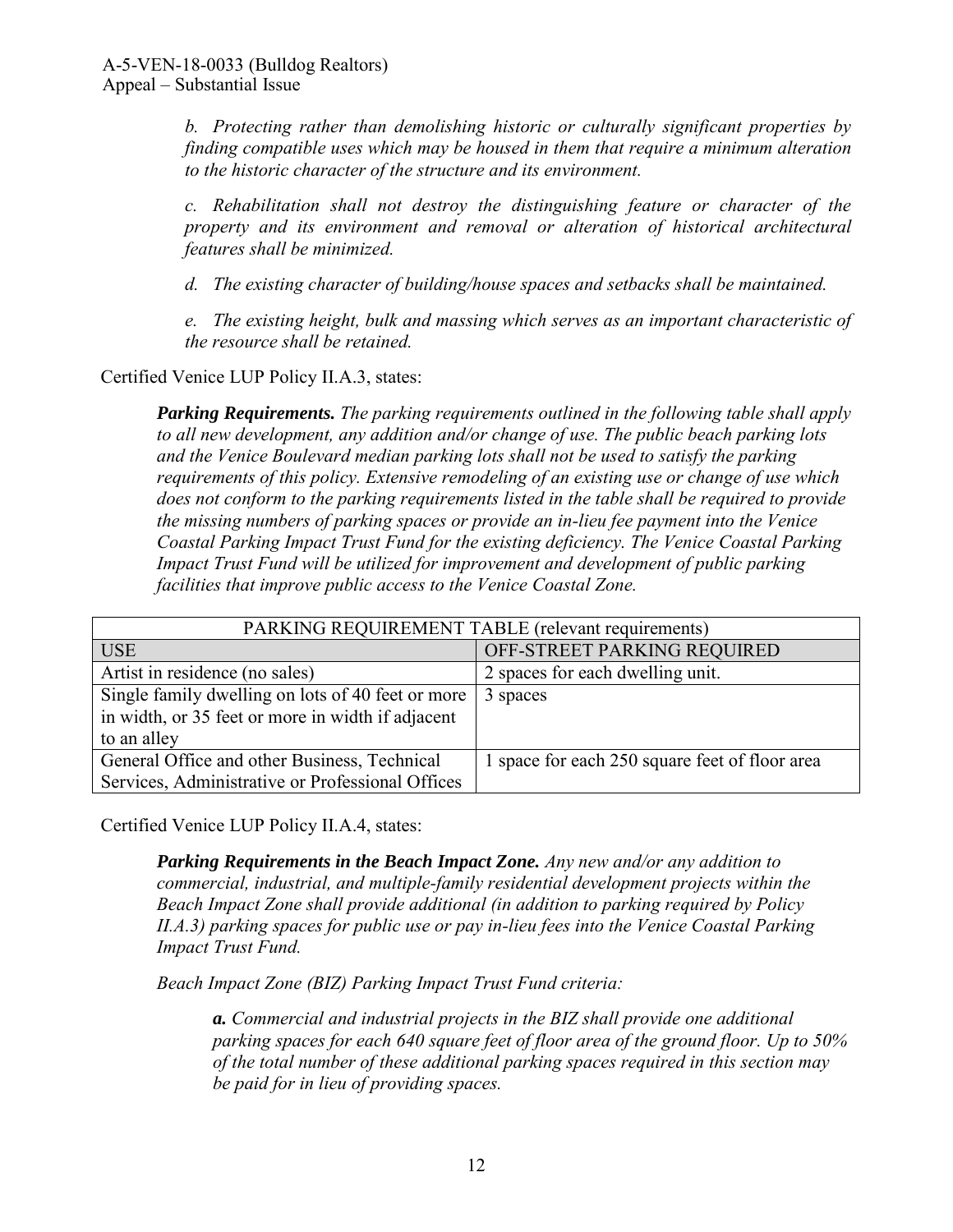*b. Protecting rather than demolishing historic or culturally significant properties by finding compatible uses which may be housed in them that require a minimum alteration to the historic character of the structure and its environment.*

*c. Rehabilitation shall not destroy the distinguishing feature or character of the property and its environment and removal or alteration of historical architectural features shall be minimized.*

*d. The existing character of building/house spaces and setbacks shall be maintained.*

*e. The existing height, bulk and massing which serves as an important characteristic of the resource shall be retained.*

Certified Venice LUP Policy II.A.3, states:

> ***Parking Requirements.*** *The parking requirements outlined in the following table shall apply to all new development, any addition and/or change of use. The public beach parking lots and the Venice Boulevard median parking lots shall not be used to satisfy the parking requirements of this policy. Extensive remodeling of an existing use or change of use which does not conform to the parking requirements listed in the table shall be required to provide the missing numbers of parking spaces or provide an in-lieu fee payment into the Venice Coastal Parking Impact Trust Fund for the existing deficiency. The Venice Coastal Parking Impact Trust Fund will be utilized for improvement and development of public parking facilities that improve public access to the Venice Coastal Zone.*

| PARKING REQUIREMENT TABLE (relevant requirements) | |
|---|---|
| USE | OFF-STREET PARKING REQUIRED |
| Artist in residence (no sales) | 2 spaces for each dwelling unit. |
| Single family dwelling on lots of 40 feet or more in width, or 35 feet or more in width if adjacent to an alley | 3 spaces |
| General Office and other Business, Technical Services, Administrative or Professional Offices | 1 space for each 250 square feet of floor area |

Certified Venice LUP Policy II.A.4, states:

> ***Parking Requirements in the Beach Impact Zone.*** *Any new and/or any addition to commercial, industrial, and multiple-family residential development projects within the Beach Impact Zone shall provide additional (in addition to parking required by Policy II.A.3) parking spaces for public use or pay in-lieu fees into the Venice Coastal Parking Impact Trust Fund.*
>
> *Beach Impact Zone (BIZ) Parking Impact Trust Fund criteria:*
>
> ***a.*** *Commercial and industrial projects in the BIZ shall provide one additional parking spaces for each 640 square feet of floor area of the ground floor. Up to 50% of the total number of these additional parking spaces required in this section may be paid for in lieu of providing spaces.*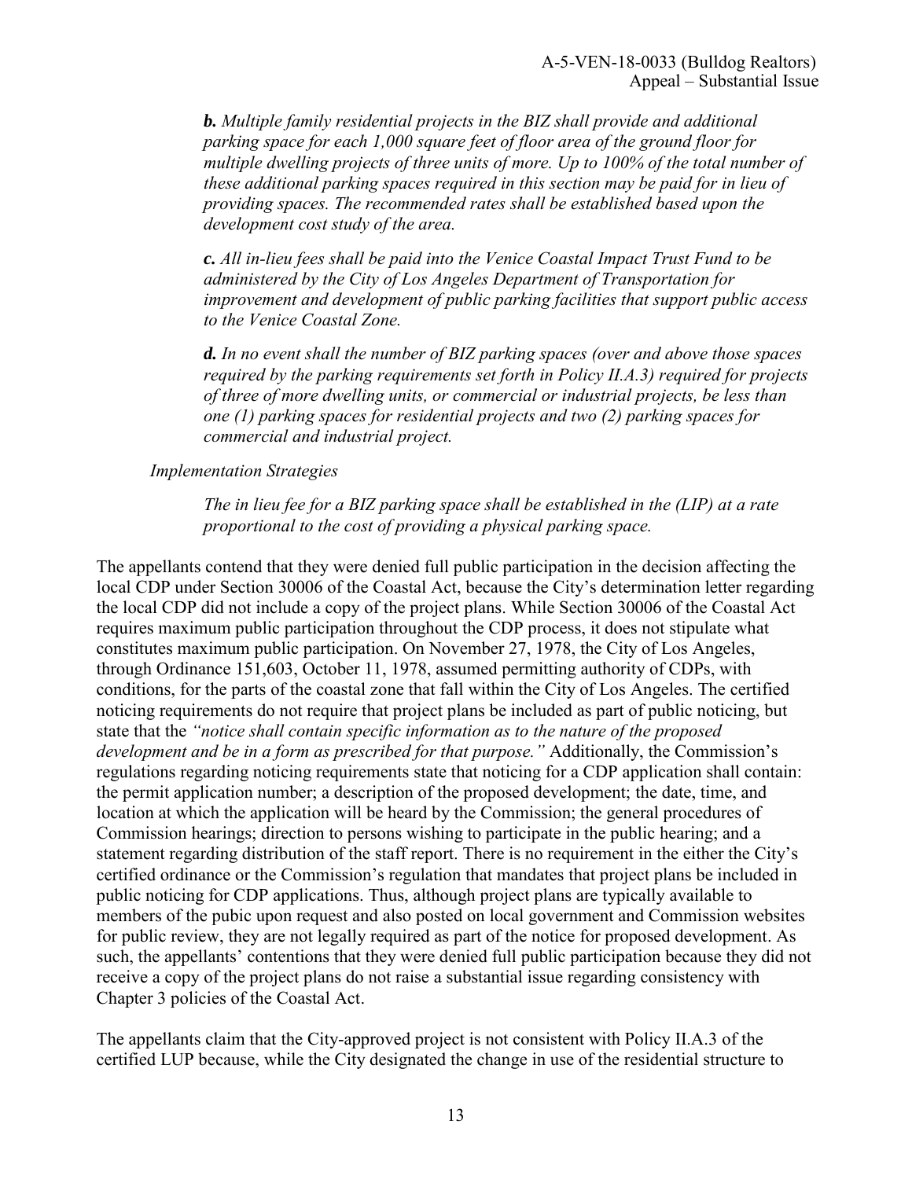*__b.__ Multiple family residential projects in the BIZ shall provide and additional parking space for each 1,000 square feet of floor area of the ground floor for multiple dwelling projects of three units of more. Up to 100% of the total number of these additional parking spaces required in this section may be paid for in lieu of providing spaces. The recommended rates shall be established based upon the development cost study of the area.*

*__c.__ All in-lieu fees shall be paid into the Venice Coastal Impact Trust Fund to be administered by the City of Los Angeles Department of Transportation for improvement and development of public parking facilities that support public access to the Venice Coastal Zone.*

*__d.__ In no event shall the number of BIZ parking spaces (over and above those spaces required by the parking requirements set forth in Policy II.A.3) required for projects of three of more dwelling units, or commercial or industrial projects, be less than one (1) parking spaces for residential projects and two (2) parking spaces for commercial and industrial project.*

*Implementation Strategies*

*The in lieu fee for a BIZ parking space shall be established in the (LIP) at a rate proportional to the cost of providing a physical parking space.*

The appellants contend that they were denied full public participation in the decision affecting the local CDP under Section 30006 of the Coastal Act, because the City's determination letter regarding the local CDP did not include a copy of the project plans. While Section 30006 of the Coastal Act requires maximum public participation throughout the CDP process, it does not stipulate what constitutes maximum public participation. On November 27, 1978, the City of Los Angeles, through Ordinance 151,603, October 11, 1978, assumed permitting authority of CDPs, with conditions, for the parts of the coastal zone that fall within the City of Los Angeles. The certified noticing requirements do not require that project plans be included as part of public noticing, but state that the *"notice shall contain specific information as to the nature of the proposed development and be in a form as prescribed for that purpose."* Additionally, the Commission's regulations regarding noticing requirements state that noticing for a CDP application shall contain: the permit application number; a description of the proposed development; the date, time, and location at which the application will be heard by the Commission; the general procedures of Commission hearings; direction to persons wishing to participate in the public hearing; and a statement regarding distribution of the staff report. There is no requirement in the either the City's certified ordinance or the Commission's regulation that mandates that project plans be included in public noticing for CDP applications. Thus, although project plans are typically available to members of the pubic upon request and also posted on local government and Commission websites for public review, they are not legally required as part of the notice for proposed development. As such, the appellants' contentions that they were denied full public participation because they did not receive a copy of the project plans do not raise a substantial issue regarding consistency with Chapter 3 policies of the Coastal Act.

The appellants claim that the City-approved project is not consistent with Policy II.A.3 of the certified LUP because, while the City designated the change in use of the residential structure to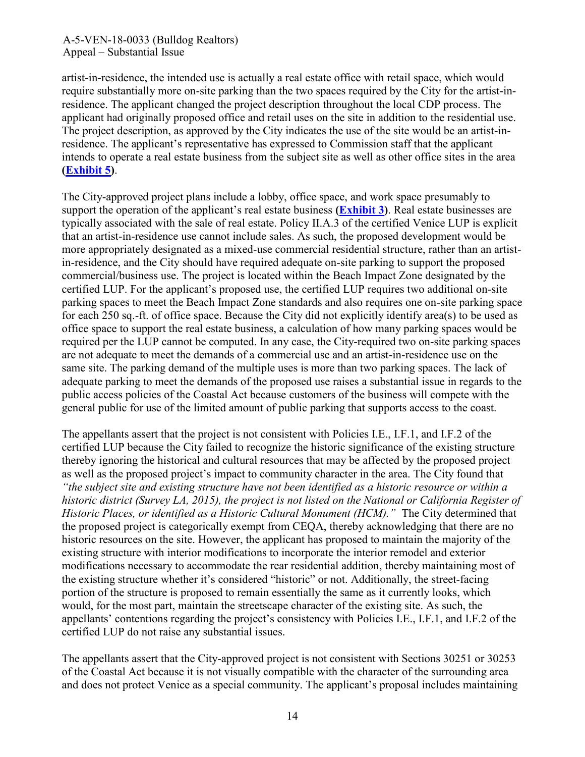artist-in-residence, the intended use is actually a real estate office with retail space, which would require substantially more on-site parking than the two spaces required by the City for the artist-in-residence. The applicant changed the project description throughout the local CDP process. The applicant had originally proposed office and retail uses on the site in addition to the residential use. The project description, as approved by the City indicates the use of the site would be an artist-in-residence. The applicant's representative has expressed to Commission staff that the applicant intends to operate a real estate business from the subject site as well as other office sites in the area **(Exhibit 5)**.

The City-approved project plans include a lobby, office space, and work space presumably to support the operation of the applicant's real estate business **(Exhibit 3)**. Real estate businesses are typically associated with the sale of real estate. Policy II.A.3 of the certified Venice LUP is explicit that an artist-in-residence use cannot include sales. As such, the proposed development would be more appropriately designated as a mixed-use commercial residential structure, rather than an artist-in-residence, and the City should have required adequate on-site parking to support the proposed commercial/business use. The project is located within the Beach Impact Zone designated by the certified LUP. For the applicant's proposed use, the certified LUP requires two additional on-site parking spaces to meet the Beach Impact Zone standards and also requires one on-site parking space for each 250 sq.-ft. of office space. Because the City did not explicitly identify area(s) to be used as office space to support the real estate business, a calculation of how many parking spaces would be required per the LUP cannot be computed. In any case, the City-required two on-site parking spaces are not adequate to meet the demands of a commercial use and an artist-in-residence use on the same site. The parking demand of the multiple uses is more than two parking spaces. The lack of adequate parking to meet the demands of the proposed use raises a substantial issue in regards to the public access policies of the Coastal Act because customers of the business will compete with the general public for use of the limited amount of public parking that supports access to the coast.

The appellants assert that the project is not consistent with Policies I.E., I.F.1, and I.F.2 of the certified LUP because the City failed to recognize the historic significance of the existing structure thereby ignoring the historical and cultural resources that may be affected by the proposed project as well as the proposed project's impact to community character in the area. The City found that *"the subject site and existing structure have not been identified as a historic resource or within a historic district (Survey LA, 2015), the project is not listed on the National or California Register of Historic Places, or identified as a Historic Cultural Monument (HCM)."* The City determined that the proposed project is categorically exempt from CEQA, thereby acknowledging that there are no historic resources on the site. However, the applicant has proposed to maintain the majority of the existing structure with interior modifications to incorporate the interior remodel and exterior modifications necessary to accommodate the rear residential addition, thereby maintaining most of the existing structure whether it's considered "historic" or not. Additionally, the street-facing portion of the structure is proposed to remain essentially the same as it currently looks, which would, for the most part, maintain the streetscape character of the existing site. As such, the appellants' contentions regarding the project's consistency with Policies I.E., I.F.1, and I.F.2 of the certified LUP do not raise any substantial issues.

The appellants assert that the City-approved project is not consistent with Sections 30251 or 30253 of the Coastal Act because it is not visually compatible with the character of the surrounding area and does not protect Venice as a special community. The applicant's proposal includes maintaining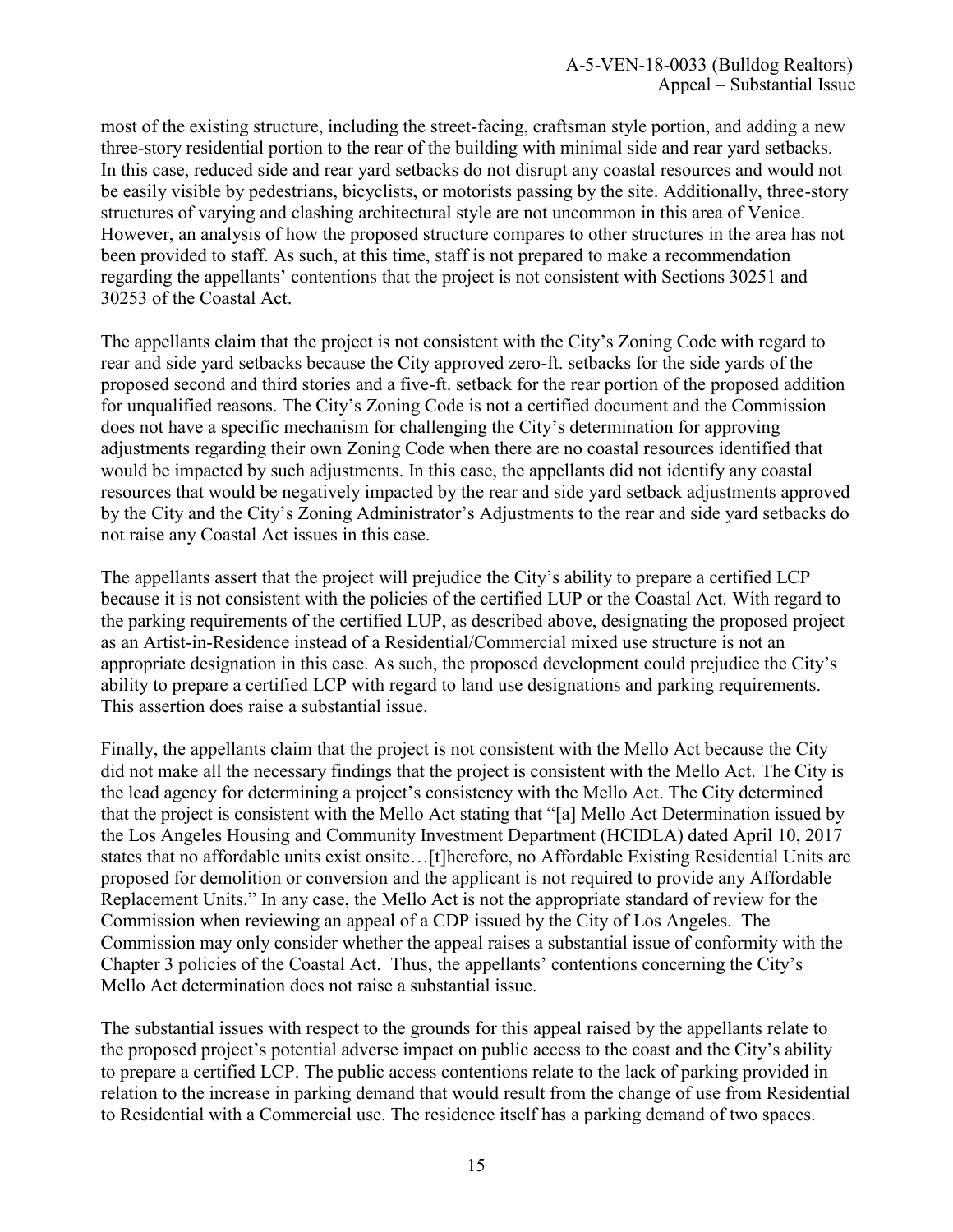most of the existing structure, including the street-facing, craftsman style portion, and adding a new three-story residential portion to the rear of the building with minimal side and rear yard setbacks. In this case, reduced side and rear yard setbacks do not disrupt any coastal resources and would not be easily visible by pedestrians, bicyclists, or motorists passing by the site. Additionally, three-story structures of varying and clashing architectural style are not uncommon in this area of Venice. However, an analysis of how the proposed structure compares to other structures in the area has not been provided to staff. As such, at this time, staff is not prepared to make a recommendation regarding the appellants' contentions that the project is not consistent with Sections 30251 and 30253 of the Coastal Act.

The appellants claim that the project is not consistent with the City's Zoning Code with regard to rear and side yard setbacks because the City approved zero-ft. setbacks for the side yards of the proposed second and third stories and a five-ft. setback for the rear portion of the proposed addition for unqualified reasons. The City's Zoning Code is not a certified document and the Commission does not have a specific mechanism for challenging the City's determination for approving adjustments regarding their own Zoning Code when there are no coastal resources identified that would be impacted by such adjustments. In this case, the appellants did not identify any coastal resources that would be negatively impacted by the rear and side yard setback adjustments approved by the City and the City's Zoning Administrator's Adjustments to the rear and side yard setbacks do not raise any Coastal Act issues in this case.

The appellants assert that the project will prejudice the City's ability to prepare a certified LCP because it is not consistent with the policies of the certified LUP or the Coastal Act. With regard to the parking requirements of the certified LUP, as described above, designating the proposed project as an Artist-in-Residence instead of a Residential/Commercial mixed use structure is not an appropriate designation in this case. As such, the proposed development could prejudice the City's ability to prepare a certified LCP with regard to land use designations and parking requirements. This assertion does raise a substantial issue.

Finally, the appellants claim that the project is not consistent with the Mello Act because the City did not make all the necessary findings that the project is consistent with the Mello Act. The City is the lead agency for determining a project's consistency with the Mello Act. The City determined that the project is consistent with the Mello Act stating that "[a] Mello Act Determination issued by the Los Angeles Housing and Community Investment Department (HCIDLA) dated April 10, 2017 states that no affordable units exist onsite…[t]herefore, no Affordable Existing Residential Units are proposed for demolition or conversion and the applicant is not required to provide any Affordable Replacement Units." In any case, the Mello Act is not the appropriate standard of review for the Commission when reviewing an appeal of a CDP issued by the City of Los Angeles. The Commission may only consider whether the appeal raises a substantial issue of conformity with the Chapter 3 policies of the Coastal Act. Thus, the appellants' contentions concerning the City's Mello Act determination does not raise a substantial issue.

The substantial issues with respect to the grounds for this appeal raised by the appellants relate to the proposed project's potential adverse impact on public access to the coast and the City's ability to prepare a certified LCP. The public access contentions relate to the lack of parking provided in relation to the increase in parking demand that would result from the change of use from Residential to Residential with a Commercial use. The residence itself has a parking demand of two spaces.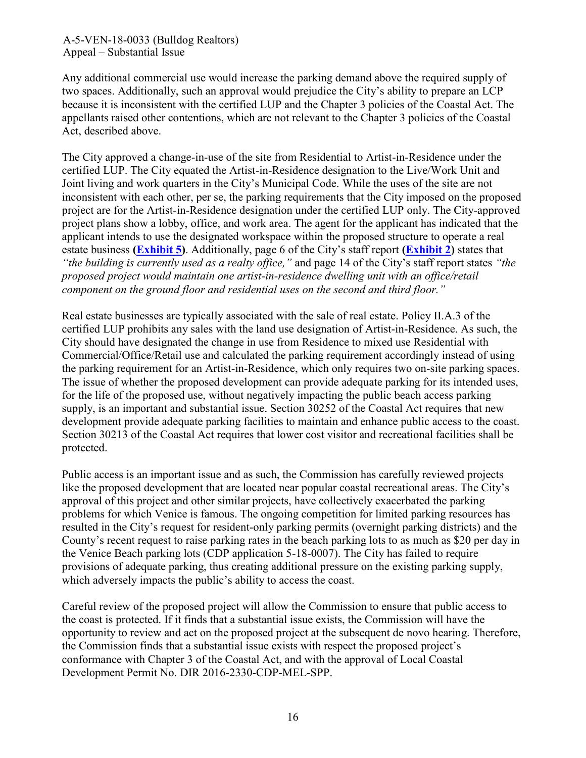Any additional commercial use would increase the parking demand above the required supply of two spaces. Additionally, such an approval would prejudice the City's ability to prepare an LCP because it is inconsistent with the certified LUP and the Chapter 3 policies of the Coastal Act. The appellants raised other contentions, which are not relevant to the Chapter 3 policies of the Coastal Act, described above.

The City approved a change-in-use of the site from Residential to Artist-in-Residence under the certified LUP. The City equated the Artist-in-Residence designation to the Live/Work Unit and Joint living and work quarters in the City's Municipal Code. While the uses of the site are not inconsistent with each other, per se, the parking requirements that the City imposed on the proposed project are for the Artist-in-Residence designation under the certified LUP only. The City-approved project plans show a lobby, office, and work area. The agent for the applicant has indicated that the applicant intends to use the designated workspace within the proposed structure to operate a real estate business **(Exhibit 5)**. Additionally, page 6 of the City's staff report **(Exhibit 2)** states that *"the building is currently used as a realty office,"* and page 14 of the City's staff report states *"the proposed project would maintain one artist-in-residence dwelling unit with an office/retail component on the ground floor and residential uses on the second and third floor."*

Real estate businesses are typically associated with the sale of real estate. Policy II.A.3 of the certified LUP prohibits any sales with the land use designation of Artist-in-Residence. As such, the City should have designated the change in use from Residence to mixed use Residential with Commercial/Office/Retail use and calculated the parking requirement accordingly instead of using the parking requirement for an Artist-in-Residence, which only requires two on-site parking spaces. The issue of whether the proposed development can provide adequate parking for its intended uses, for the life of the proposed use, without negatively impacting the public beach access parking supply, is an important and substantial issue. Section 30252 of the Coastal Act requires that new development provide adequate parking facilities to maintain and enhance public access to the coast. Section 30213 of the Coastal Act requires that lower cost visitor and recreational facilities shall be protected.

Public access is an important issue and as such, the Commission has carefully reviewed projects like the proposed development that are located near popular coastal recreational areas. The City's approval of this project and other similar projects, have collectively exacerbated the parking problems for which Venice is famous. The ongoing competition for limited parking resources has resulted in the City's request for resident-only parking permits (overnight parking districts) and the County's recent request to raise parking rates in the beach parking lots to as much as $20 per day in the Venice Beach parking lots (CDP application 5-18-0007). The City has failed to require provisions of adequate parking, thus creating additional pressure on the existing parking supply, which adversely impacts the public's ability to access the coast.

Careful review of the proposed project will allow the Commission to ensure that public access to the coast is protected. If it finds that a substantial issue exists, the Commission will have the opportunity to review and act on the proposed project at the subsequent de novo hearing. Therefore, the Commission finds that a substantial issue exists with respect the proposed project's conformance with Chapter 3 of the Coastal Act, and with the approval of Local Coastal Development Permit No. DIR 2016-2330-CDP-MEL-SPP.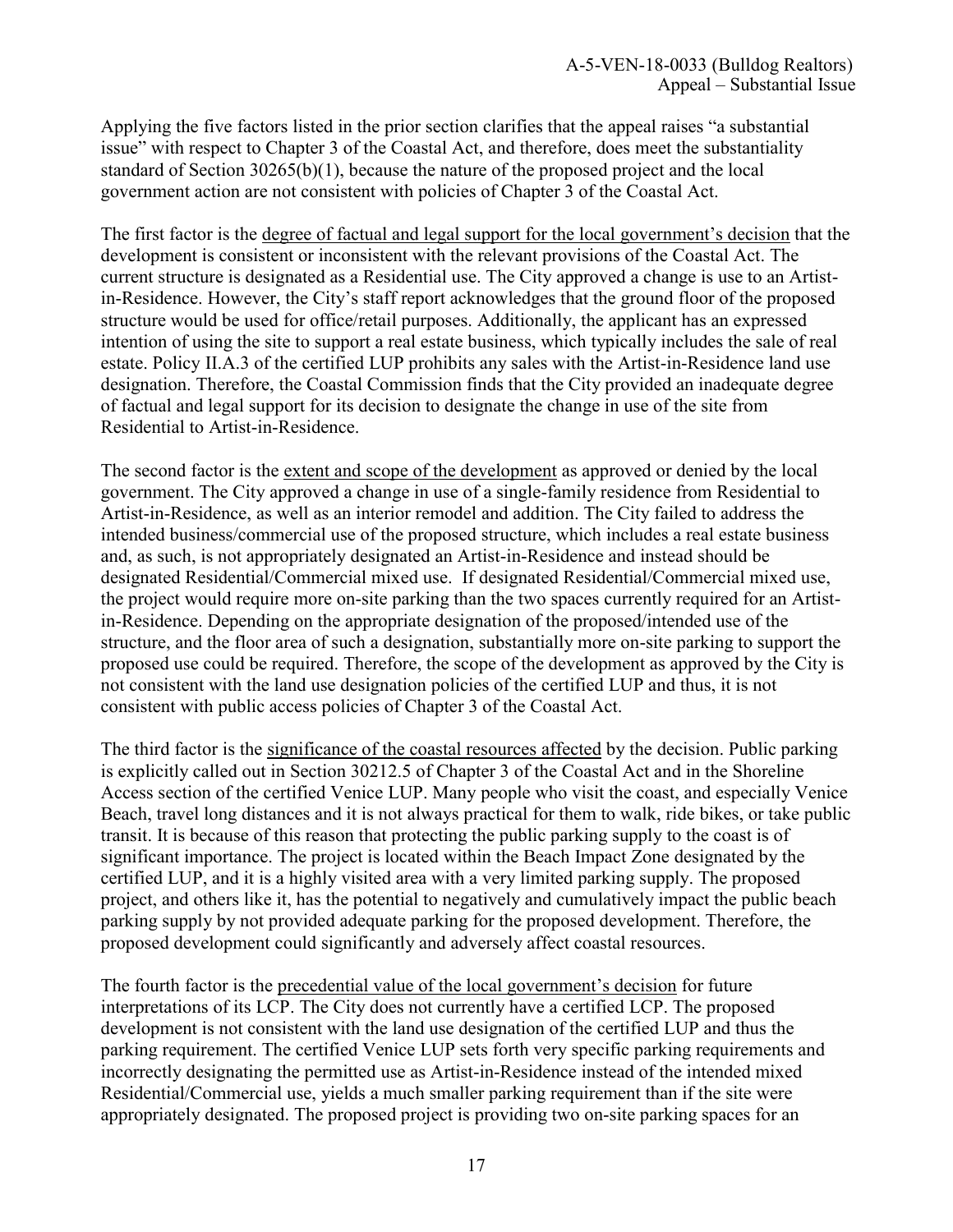Applying the five factors listed in the prior section clarifies that the appeal raises "a substantial issue" with respect to Chapter 3 of the Coastal Act, and therefore, does meet the substantiality standard of Section 30265(b)(1), because the nature of the proposed project and the local government action are not consistent with policies of Chapter 3 of the Coastal Act.

The first factor is the degree of factual and legal support for the local government's decision that the development is consistent or inconsistent with the relevant provisions of the Coastal Act. The current structure is designated as a Residential use. The City approved a change is use to an Artist-in-Residence. However, the City's staff report acknowledges that the ground floor of the proposed structure would be used for office/retail purposes. Additionally, the applicant has an expressed intention of using the site to support a real estate business, which typically includes the sale of real estate. Policy II.A.3 of the certified LUP prohibits any sales with the Artist-in-Residence land use designation. Therefore, the Coastal Commission finds that the City provided an inadequate degree of factual and legal support for its decision to designate the change in use of the site from Residential to Artist-in-Residence.

The second factor is the extent and scope of the development as approved or denied by the local government. The City approved a change in use of a single-family residence from Residential to Artist-in-Residence, as well as an interior remodel and addition. The City failed to address the intended business/commercial use of the proposed structure, which includes a real estate business and, as such, is not appropriately designated an Artist-in-Residence and instead should be designated Residential/Commercial mixed use. If designated Residential/Commercial mixed use, the project would require more on-site parking than the two spaces currently required for an Artist-in-Residence. Depending on the appropriate designation of the proposed/intended use of the structure, and the floor area of such a designation, substantially more on-site parking to support the proposed use could be required. Therefore, the scope of the development as approved by the City is not consistent with the land use designation policies of the certified LUP and thus, it is not consistent with public access policies of Chapter 3 of the Coastal Act.

The third factor is the significance of the coastal resources affected by the decision. Public parking is explicitly called out in Section 30212.5 of Chapter 3 of the Coastal Act and in the Shoreline Access section of the certified Venice LUP. Many people who visit the coast, and especially Venice Beach, travel long distances and it is not always practical for them to walk, ride bikes, or take public transit. It is because of this reason that protecting the public parking supply to the coast is of significant importance. The project is located within the Beach Impact Zone designated by the certified LUP, and it is a highly visited area with a very limited parking supply. The proposed project, and others like it, has the potential to negatively and cumulatively impact the public beach parking supply by not provided adequate parking for the proposed development. Therefore, the proposed development could significantly and adversely affect coastal resources.

The fourth factor is the precedential value of the local government's decision for future interpretations of its LCP. The City does not currently have a certified LCP. The proposed development is not consistent with the land use designation of the certified LUP and thus the parking requirement. The certified Venice LUP sets forth very specific parking requirements and incorrectly designating the permitted use as Artist-in-Residence instead of the intended mixed Residential/Commercial use, yields a much smaller parking requirement than if the site were appropriately designated. The proposed project is providing two on-site parking spaces for an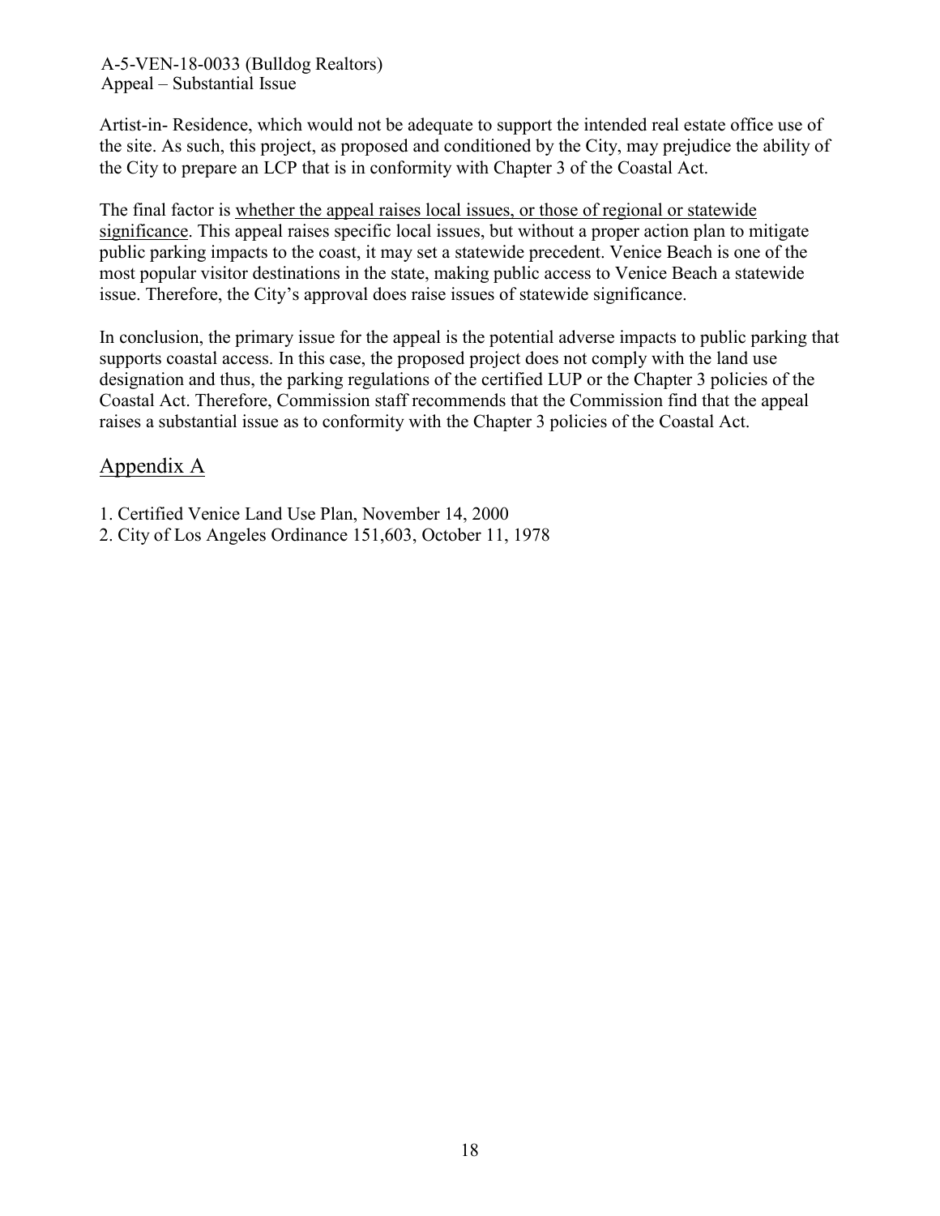Artist-in- Residence, which would not be adequate to support the intended real estate office use of the site. As such, this project, as proposed and conditioned by the City, may prejudice the ability of the City to prepare an LCP that is in conformity with Chapter 3 of the Coastal Act.

The final factor is <u>whether the appeal raises local issues, or those of regional or statewide significance</u>. This appeal raises specific local issues, but without a proper action plan to mitigate public parking impacts to the coast, it may set a statewide precedent. Venice Beach is one of the most popular visitor destinations in the state, making public access to Venice Beach a statewide issue. Therefore, the City's approval does raise issues of statewide significance.

In conclusion, the primary issue for the appeal is the potential adverse impacts to public parking that supports coastal access. In this case, the proposed project does not comply with the land use designation and thus, the parking regulations of the certified LUP or the Chapter 3 policies of the Coastal Act. Therefore, Commission staff recommends that the Commission find that the appeal raises a substantial issue as to conformity with the Chapter 3 policies of the Coastal Act.

## Appendix A

1. Certified Venice Land Use Plan, November 14, 2000
2. City of Los Angeles Ordinance 151,603, October 11, 1978